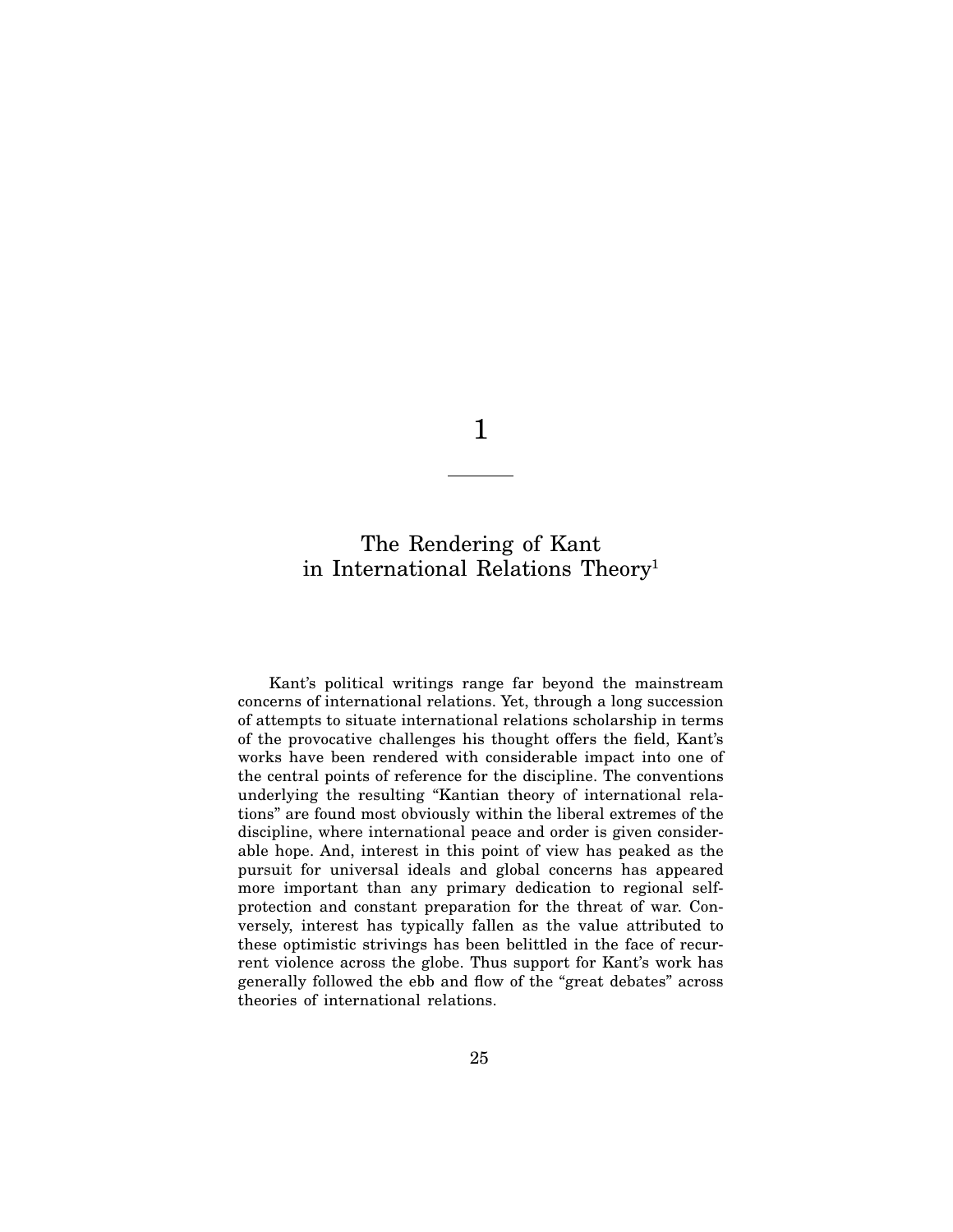# 1

## The Rendering of Kant in International Relations Theory[1]

Kant's political writings range far beyond the mainstream concerns of international relations. Yet, through a long succession of attempts to situate international relations scholarship in terms of the provocative challenges his thought offers the field, Kant's works have been rendered with considerable impact into one of the central points of reference for the discipline. The conventions underlying the resulting "Kantian theory of international relations" are found most obviously within the liberal extremes of the discipline, where international peace and order is given considerable hope. And, interest in this point of view has peaked as the pursuit for universal ideals and global concerns has appeared more important than any primary dedication to regional self-protection and constant preparation for the threat of war. Conversely, interest has typically fallen as the value attributed to these optimistic strivings has been belittled in the face of recurrent violence across the globe. Thus support for Kant's work has generally followed the ebb and flow of the "great debates" across theories of international relations.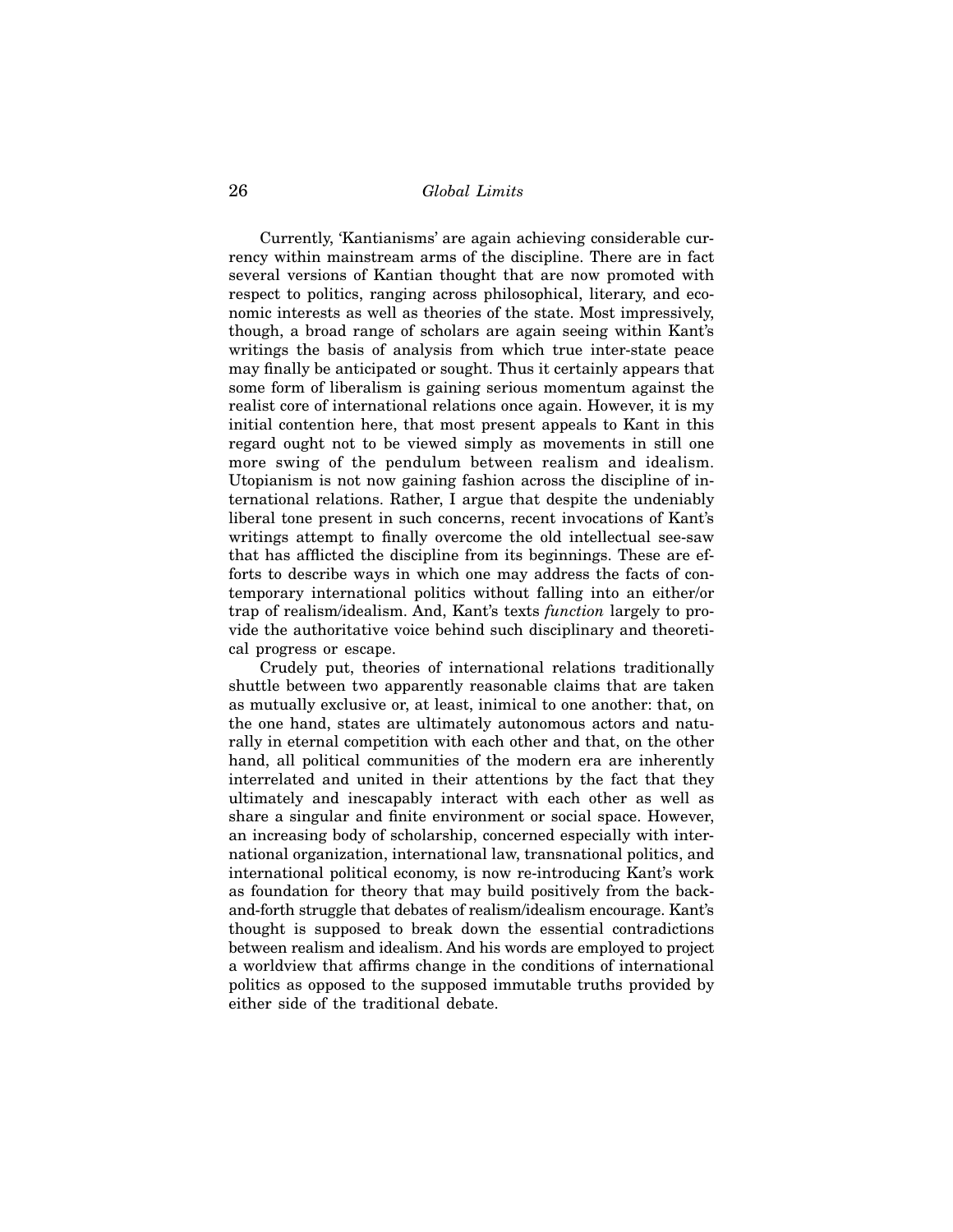Currently, 'Kantianisms' are again achieving considerable currency within mainstream arms of the discipline. There are in fact several versions of Kantian thought that are now promoted with respect to politics, ranging across philosophical, literary, and economic interests as well as theories of the state. Most impressively, though, a broad range of scholars are again seeing within Kant's writings the basis of analysis from which true inter-state peace may finally be anticipated or sought. Thus it certainly appears that some form of liberalism is gaining serious momentum against the realist core of international relations once again. However, it is my initial contention here, that most present appeals to Kant in this regard ought not to be viewed simply as movements in still one more swing of the pendulum between realism and idealism. Utopianism is not now gaining fashion across the discipline of international relations. Rather, I argue that despite the undeniably liberal tone present in such concerns, recent invocations of Kant's writings attempt to finally overcome the old intellectual see-saw that has afflicted the discipline from its beginnings. These are efforts to describe ways in which one may address the facts of contemporary international politics without falling into an either/or trap of realism/idealism. And, Kant's texts *function* largely to provide the authoritative voice behind such disciplinary and theoretical progress or escape.

Crudely put, theories of international relations traditionally shuttle between two apparently reasonable claims that are taken as mutually exclusive or, at least, inimical to one another: that, on the one hand, states are ultimately autonomous actors and naturally in eternal competition with each other and that, on the other hand, all political communities of the modern era are inherently interrelated and united in their attentions by the fact that they ultimately and inescapably interact with each other as well as share a singular and finite environment or social space. However, an increasing body of scholarship, concerned especially with international organization, international law, transnational politics, and international political economy, is now re-introducing Kant's work as foundation for theory that may build positively from the back-and-forth struggle that debates of realism/idealism encourage. Kant's thought is supposed to break down the essential contradictions between realism and idealism. And his words are employed to project a worldview that affirms change in the conditions of international politics as opposed to the supposed immutable truths provided by either side of the traditional debate.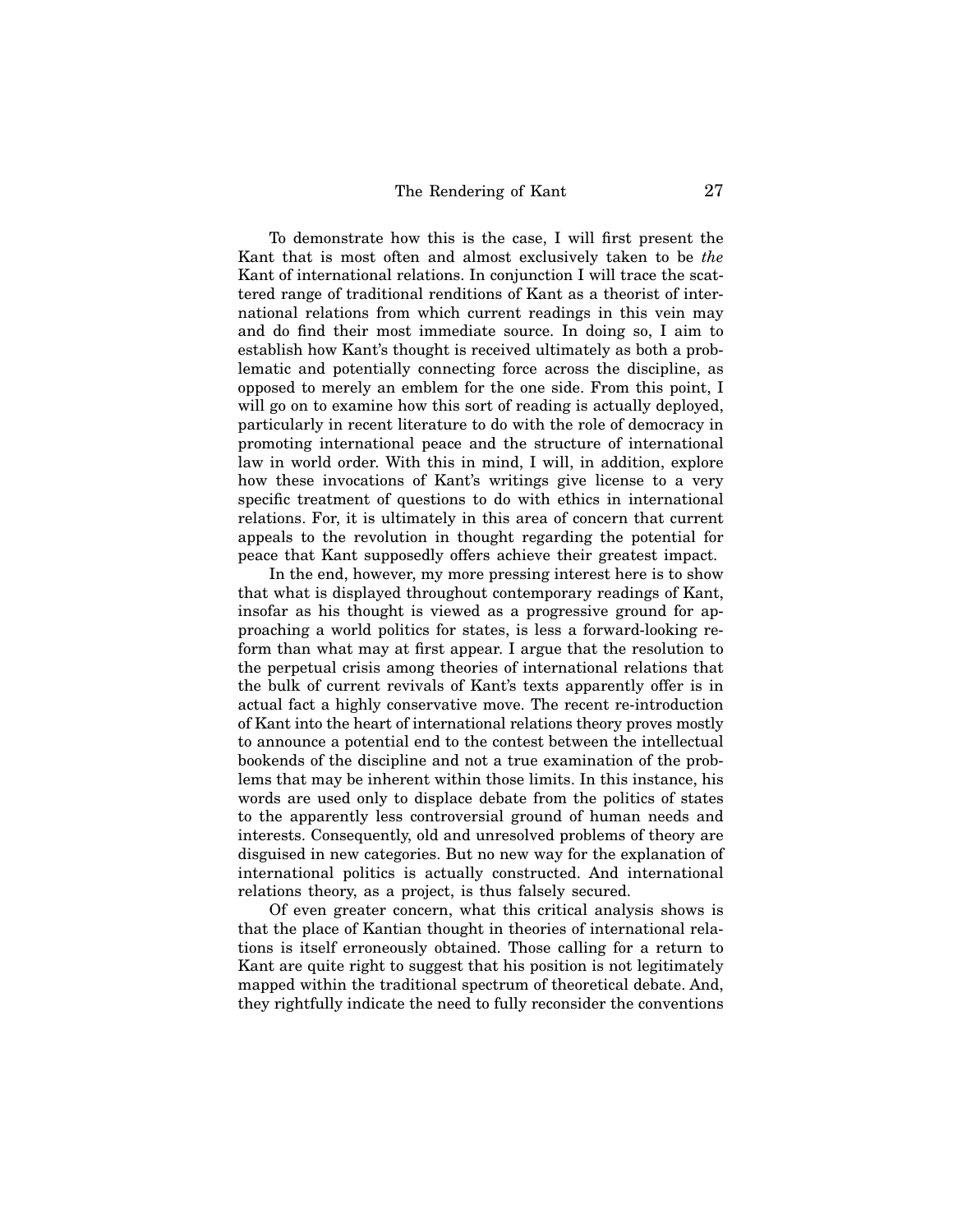To demonstrate how this is the case, I will first present the Kant that is most often and almost exclusively taken to be *the* Kant of international relations. In conjunction I will trace the scattered range of traditional renditions of Kant as a theorist of international relations from which current readings in this vein may and do find their most immediate source. In doing so, I aim to establish how Kant's thought is received ultimately as both a problematic and potentially connecting force across the discipline, as opposed to merely an emblem for the one side. From this point, I will go on to examine how this sort of reading is actually deployed, particularly in recent literature to do with the role of democracy in promoting international peace and the structure of international law in world order. With this in mind, I will, in addition, explore how these invocations of Kant's writings give license to a very specific treatment of questions to do with ethics in international relations. For, it is ultimately in this area of concern that current appeals to the revolution in thought regarding the potential for peace that Kant supposedly offers achieve their greatest impact.

In the end, however, my more pressing interest here is to show that what is displayed throughout contemporary readings of Kant, insofar as his thought is viewed as a progressive ground for approaching a world politics for states, is less a forward-looking reform than what may at first appear. I argue that the resolution to the perpetual crisis among theories of international relations that the bulk of current revivals of Kant's texts apparently offer is in actual fact a highly conservative move. The recent re-introduction of Kant into the heart of international relations theory proves mostly to announce a potential end to the contest between the intellectual bookends of the discipline and not a true examination of the problems that may be inherent within those limits. In this instance, his words are used only to displace debate from the politics of states to the apparently less controversial ground of human needs and interests. Consequently, old and unresolved problems of theory are disguised in new categories. But no new way for the explanation of international politics is actually constructed. And international relations theory, as a project, is thus falsely secured.

Of even greater concern, what this critical analysis shows is that the place of Kantian thought in theories of international relations is itself erroneously obtained. Those calling for a return to Kant are quite right to suggest that his position is not legitimately mapped within the traditional spectrum of theoretical debate. And, they rightfully indicate the need to fully reconsider the conventions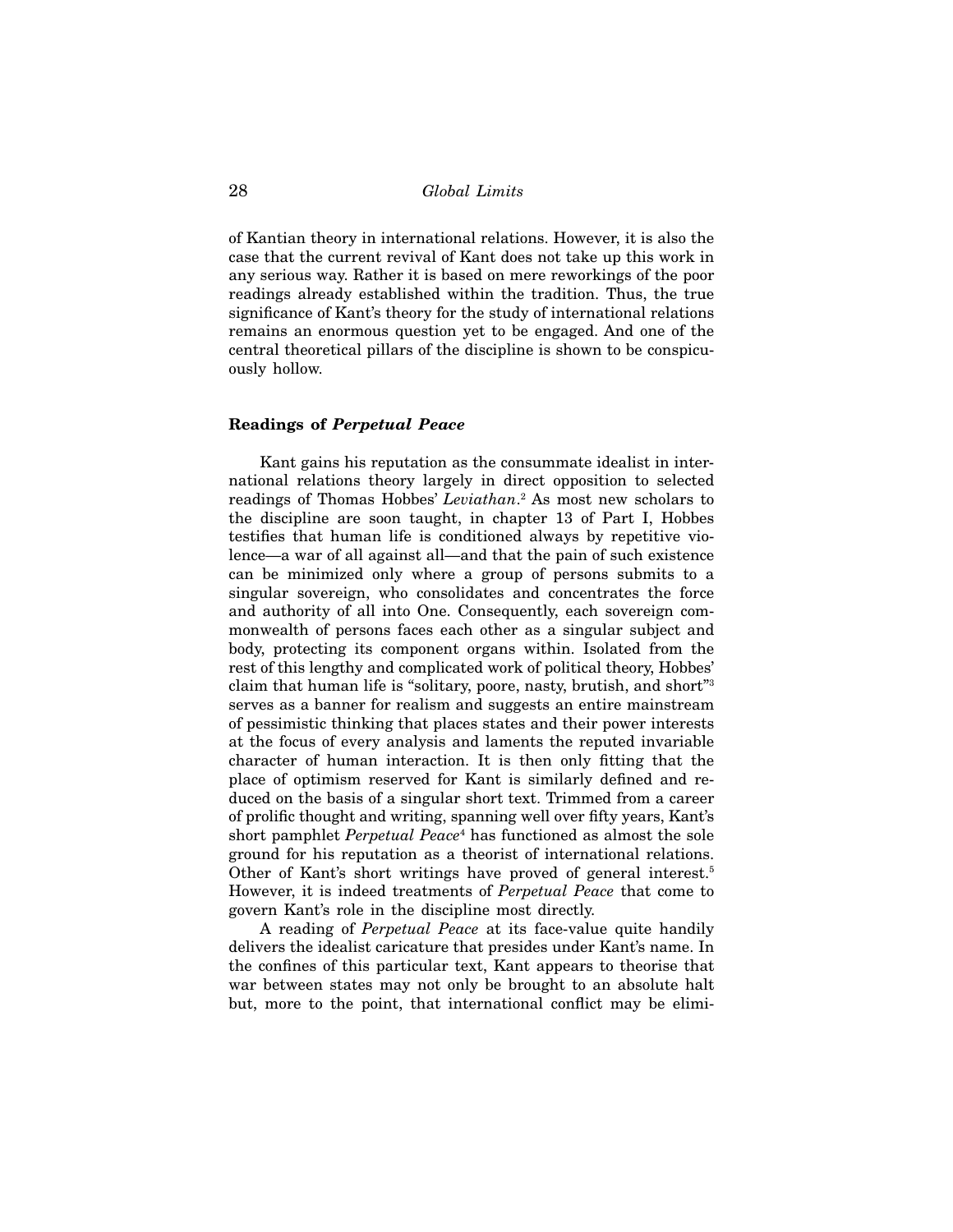of Kantian theory in international relations. However, it is also the case that the current revival of Kant does not take up this work in any serious way. Rather it is based on mere reworkings of the poor readings already established within the tradition. Thus, the true significance of Kant's theory for the study of international relations remains an enormous question yet to be engaged. And one of the central theoretical pillars of the discipline is shown to be conspicuously hollow.

### Readings of *Perpetual Peace*

Kant gains his reputation as the consummate idealist in international relations theory largely in direct opposition to selected readings of Thomas Hobbes' *Leviathan*.[2] As most new scholars to the discipline are soon taught, in chapter 13 of Part I, Hobbes testifies that human life is conditioned always by repetitive violence—a war of all against all—and that the pain of such existence can be minimized only where a group of persons submits to a singular sovereign, who consolidates and concentrates the force and authority of all into One. Consequently, each sovereign commonwealth of persons faces each other as a singular subject and body, protecting its component organs within. Isolated from the rest of this lengthy and complicated work of political theory, Hobbes' claim that human life is "solitary, poore, nasty, brutish, and short"[3] serves as a banner for realism and suggests an entire mainstream of pessimistic thinking that places states and their power interests at the focus of every analysis and laments the reputed invariable character of human interaction. It is then only fitting that the place of optimism reserved for Kant is similarly defined and reduced on the basis of a singular short text. Trimmed from a career of prolific thought and writing, spanning well over fifty years, Kant's short pamphlet *Perpetual Peace*[4] has functioned as almost the sole ground for his reputation as a theorist of international relations. Other of Kant's short writings have proved of general interest.[5] However, it is indeed treatments of *Perpetual Peace* that come to govern Kant's role in the discipline most directly.

A reading of *Perpetual Peace* at its face-value quite handily delivers the idealist caricature that presides under Kant's name. In the confines of this particular text, Kant appears to theorise that war between states may not only be brought to an absolute halt but, more to the point, that international conflict may be elimi-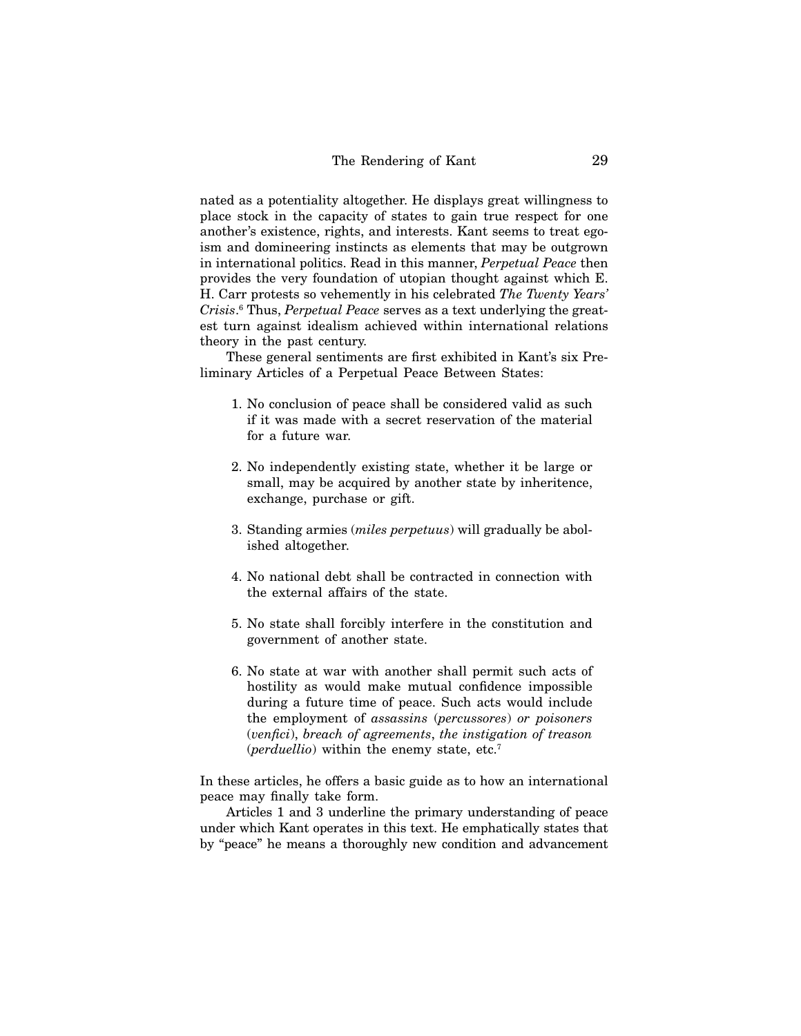nated as a potentiality altogether. He displays great willingness to place stock in the capacity of states to gain true respect for one another's existence, rights, and interests. Kant seems to treat egoism and domineering instincts as elements that may be outgrown in international politics. Read in this manner, *Perpetual Peace* then provides the very foundation of utopian thought against which E. H. Carr protests so vehemently in his celebrated *The Twenty Years' Crisis*.[6] Thus, *Perpetual Peace* serves as a text underlying the greatest turn against idealism achieved within international relations theory in the past century.

These general sentiments are first exhibited in Kant's six Preliminary Articles of a Perpetual Peace Between States:

1. No conclusion of peace shall be considered valid as such if it was made with a secret reservation of the material for a future war.

2. No independently existing state, whether it be large or small, may be acquired by another state by inheritence, exchange, purchase or gift.

3. Standing armies (*miles perpetuus*) will gradually be abolished altogether.

4. No national debt shall be contracted in connection with the external affairs of the state.

5. No state shall forcibly interfere in the constitution and government of another state.

6. No state at war with another shall permit such acts of hostility as would make mutual confidence impossible during a future time of peace. Such acts would include the employment of *assassins* (*percussores*) *or poisoners* (*venfici*), *breach of agreements*, *the instigation of treason* (*perduellio*) within the enemy state, etc.[7]

In these articles, he offers a basic guide as to how an international peace may finally take form.

Articles 1 and 3 underline the primary understanding of peace under which Kant operates in this text. He emphatically states that by "peace" he means a thoroughly new condition and advancement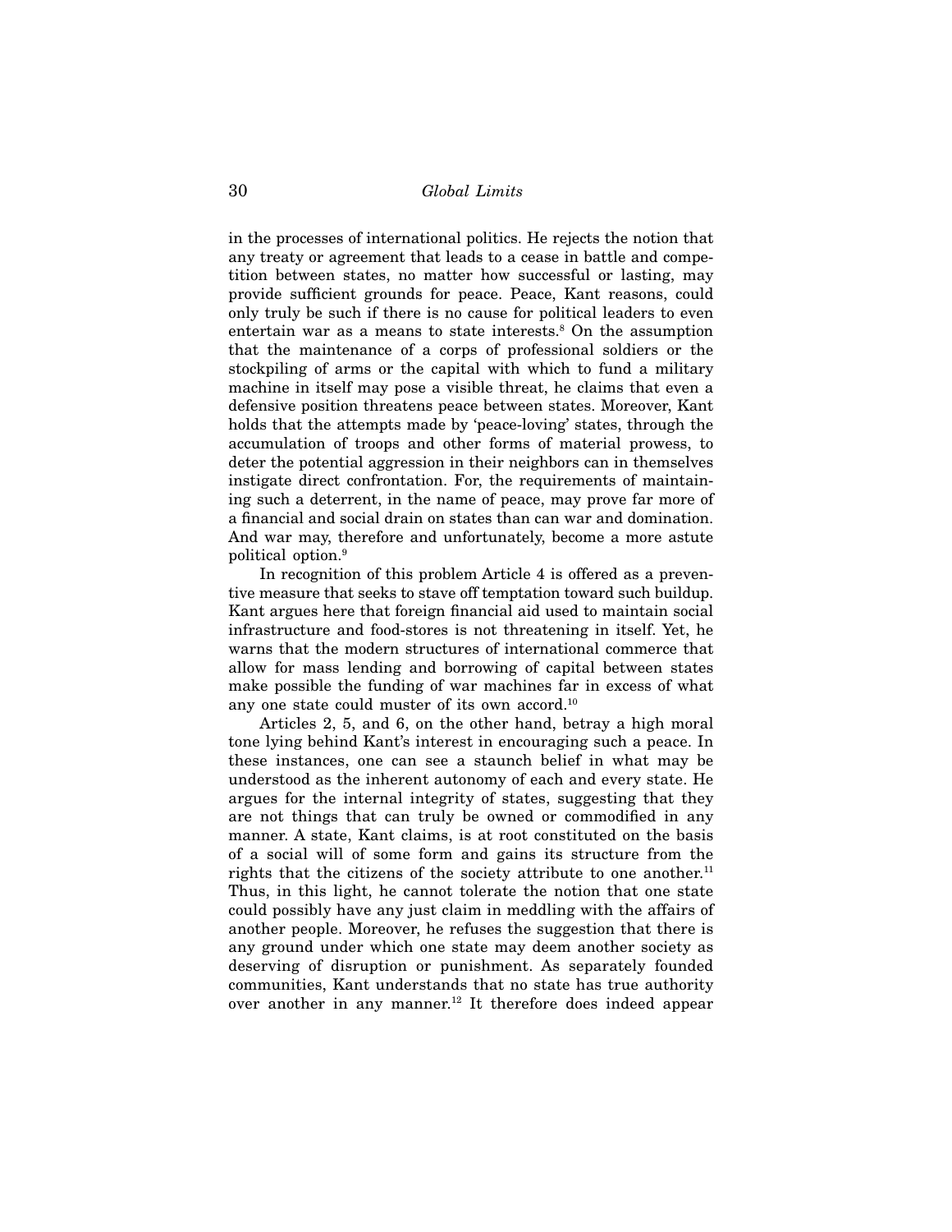in the processes of international politics. He rejects the notion that any treaty or agreement that leads to a cease in battle and competition between states, no matter how successful or lasting, may provide sufficient grounds for peace. Peace, Kant reasons, could only truly be such if there is no cause for political leaders to even entertain war as a means to state interests.[8] On the assumption that the maintenance of a corps of professional soldiers or the stockpiling of arms or the capital with which to fund a military machine in itself may pose a visible threat, he claims that even a defensive position threatens peace between states. Moreover, Kant holds that the attempts made by 'peace-loving' states, through the accumulation of troops and other forms of material prowess, to deter the potential aggression in their neighbors can in themselves instigate direct confrontation. For, the requirements of maintaining such a deterrent, in the name of peace, may prove far more of a financial and social drain on states than can war and domination. And war may, therefore and unfortunately, become a more astute political option.[9]

In recognition of this problem Article 4 is offered as a preventive measure that seeks to stave off temptation toward such buildup. Kant argues here that foreign financial aid used to maintain social infrastructure and food-stores is not threatening in itself. Yet, he warns that the modern structures of international commerce that allow for mass lending and borrowing of capital between states make possible the funding of war machines far in excess of what any one state could muster of its own accord.[10]

Articles 2, 5, and 6, on the other hand, betray a high moral tone lying behind Kant's interest in encouraging such a peace. In these instances, one can see a staunch belief in what may be understood as the inherent autonomy of each and every state. He argues for the internal integrity of states, suggesting that they are not things that can truly be owned or commodified in any manner. A state, Kant claims, is at root constituted on the basis of a social will of some form and gains its structure from the rights that the citizens of the society attribute to one another.[11] Thus, in this light, he cannot tolerate the notion that one state could possibly have any just claim in meddling with the affairs of another people. Moreover, he refuses the suggestion that there is any ground under which one state may deem another society as deserving of disruption or punishment. As separately founded communities, Kant understands that no state has true authority over another in any manner.[12] It therefore does indeed appear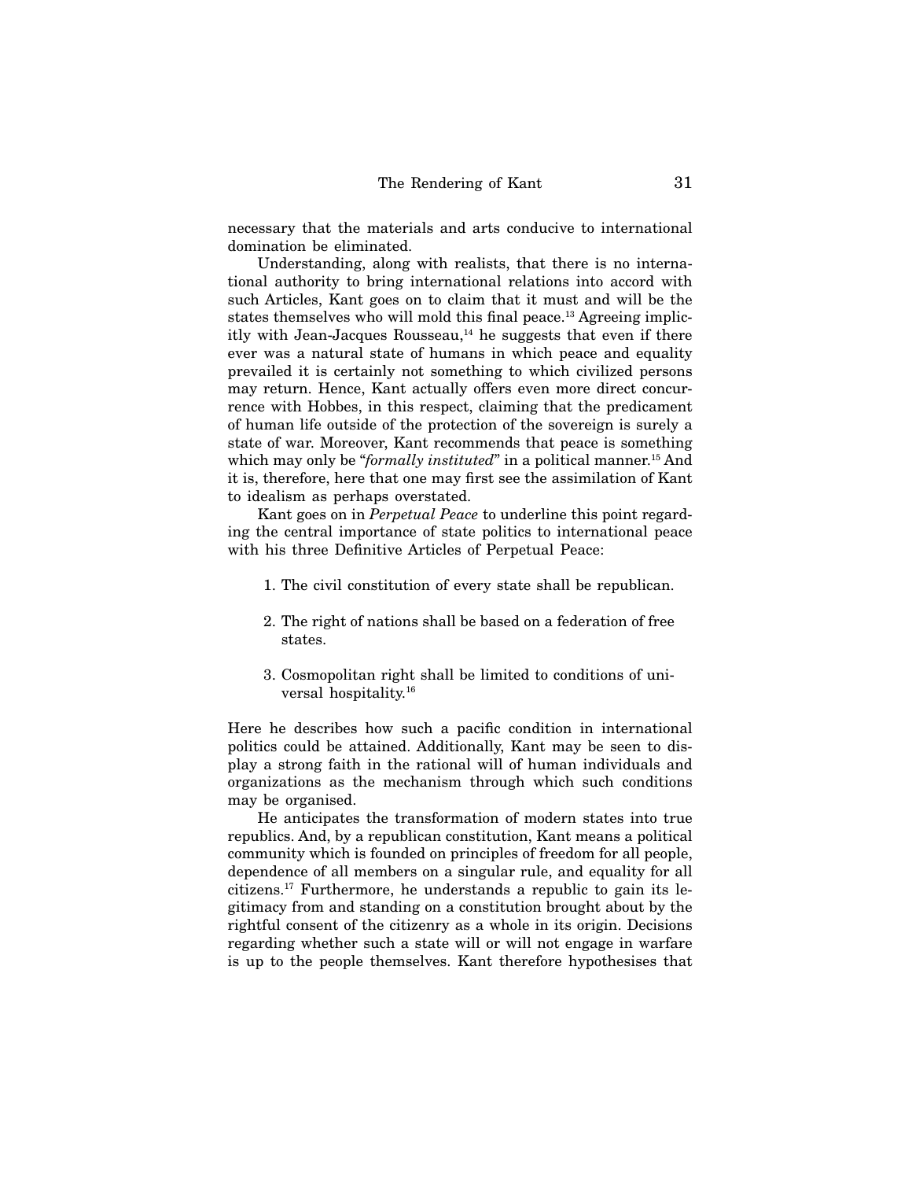necessary that the materials and arts conducive to international domination be eliminated.

Understanding, along with realists, that there is no international authority to bring international relations into accord with such Articles, Kant goes on to claim that it must and will be the states themselves who will mold this final peace.[13] Agreeing implicitly with Jean-Jacques Rousseau,[14] he suggests that even if there ever was a natural state of humans in which peace and equality prevailed it is certainly not something to which civilized persons may return. Hence, Kant actually offers even more direct concurrence with Hobbes, in this respect, claiming that the predicament of human life outside of the protection of the sovereign is surely a state of war. Moreover, Kant recommends that peace is something which may only be "*formally instituted*" in a political manner.[15] And it is, therefore, here that one may first see the assimilation of Kant to idealism as perhaps overstated.

Kant goes on in *Perpetual Peace* to underline this point regarding the central importance of state politics to international peace with his three Definitive Articles of Perpetual Peace:

1. The civil constitution of every state shall be republican.

2. The right of nations shall be based on a federation of free states.

3. Cosmopolitan right shall be limited to conditions of universal hospitality.[16]

Here he describes how such a pacific condition in international politics could be attained. Additionally, Kant may be seen to display a strong faith in the rational will of human individuals and organizations as the mechanism through which such conditions may be organised.

He anticipates the transformation of modern states into true republics. And, by a republican constitution, Kant means a political community which is founded on principles of freedom for all people, dependence of all members on a singular rule, and equality for all citizens.[17] Furthermore, he understands a republic to gain its legitimacy from and standing on a constitution brought about by the rightful consent of the citizenry as a whole in its origin. Decisions regarding whether such a state will or will not engage in warfare is up to the people themselves. Kant therefore hypothesises that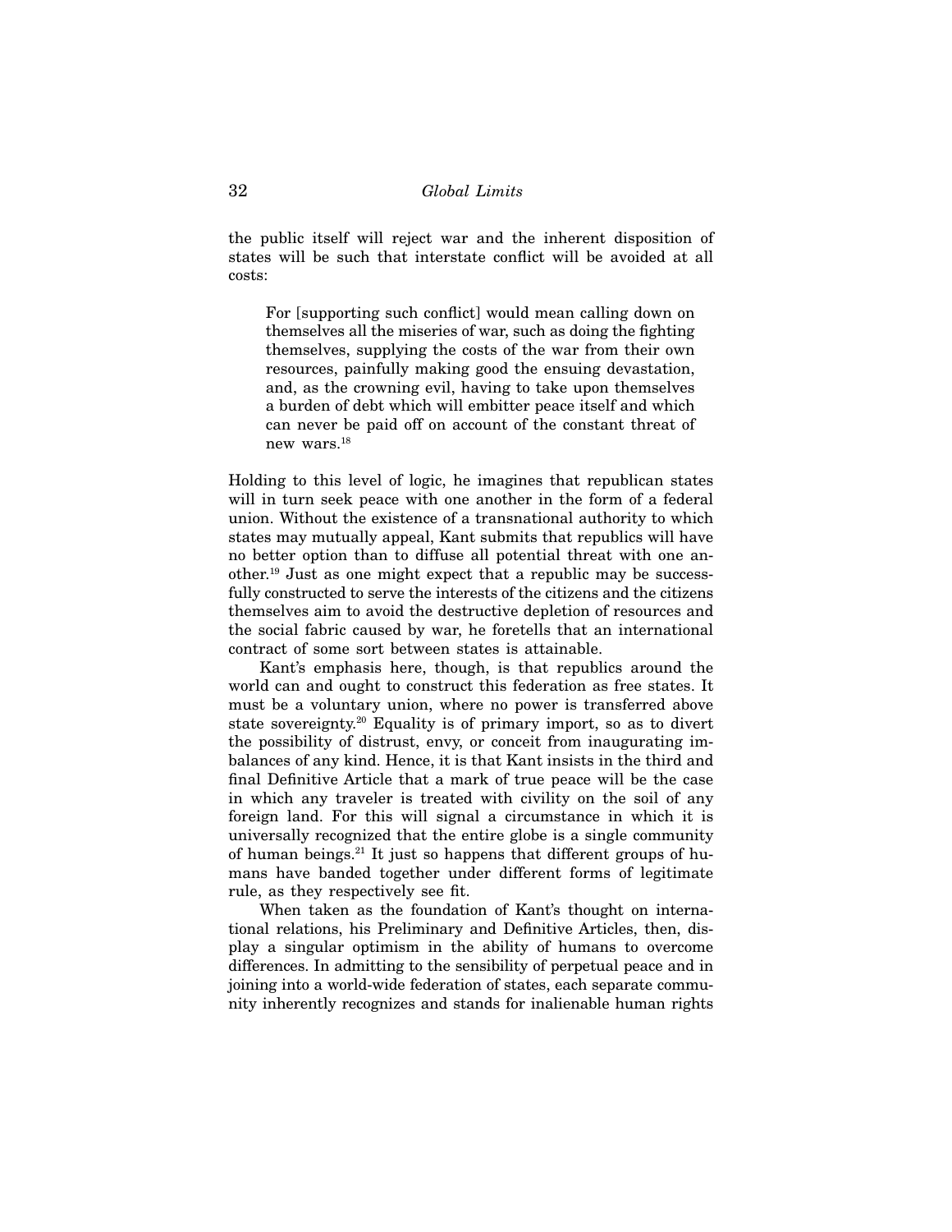the public itself will reject war and the inherent disposition of states will be such that interstate conflict will be avoided at all costs:

> For [supporting such conflict] would mean calling down on themselves all the miseries of war, such as doing the fighting themselves, supplying the costs of the war from their own resources, painfully making good the ensuing devastation, and, as the crowning evil, having to take upon themselves a burden of debt which will embitter peace itself and which can never be paid off on account of the constant threat of new wars.[18]

Holding to this level of logic, he imagines that republican states will in turn seek peace with one another in the form of a federal union. Without the existence of a transnational authority to which states may mutually appeal, Kant submits that republics will have no better option than to diffuse all potential threat with one another.[19] Just as one might expect that a republic may be successfully constructed to serve the interests of the citizens and the citizens themselves aim to avoid the destructive depletion of resources and the social fabric caused by war, he foretells that an international contract of some sort between states is attainable.

Kant's emphasis here, though, is that republics around the world can and ought to construct this federation as free states. It must be a voluntary union, where no power is transferred above state sovereignty.[20] Equality is of primary import, so as to divert the possibility of distrust, envy, or conceit from inaugurating imbalances of any kind. Hence, it is that Kant insists in the third and final Definitive Article that a mark of true peace will be the case in which any traveler is treated with civility on the soil of any foreign land. For this will signal a circumstance in which it is universally recognized that the entire globe is a single community of human beings.[21] It just so happens that different groups of humans have banded together under different forms of legitimate rule, as they respectively see fit.

When taken as the foundation of Kant's thought on international relations, his Preliminary and Definitive Articles, then, display a singular optimism in the ability of humans to overcome differences. In admitting to the sensibility of perpetual peace and in joining into a world-wide federation of states, each separate community inherently recognizes and stands for inalienable human rights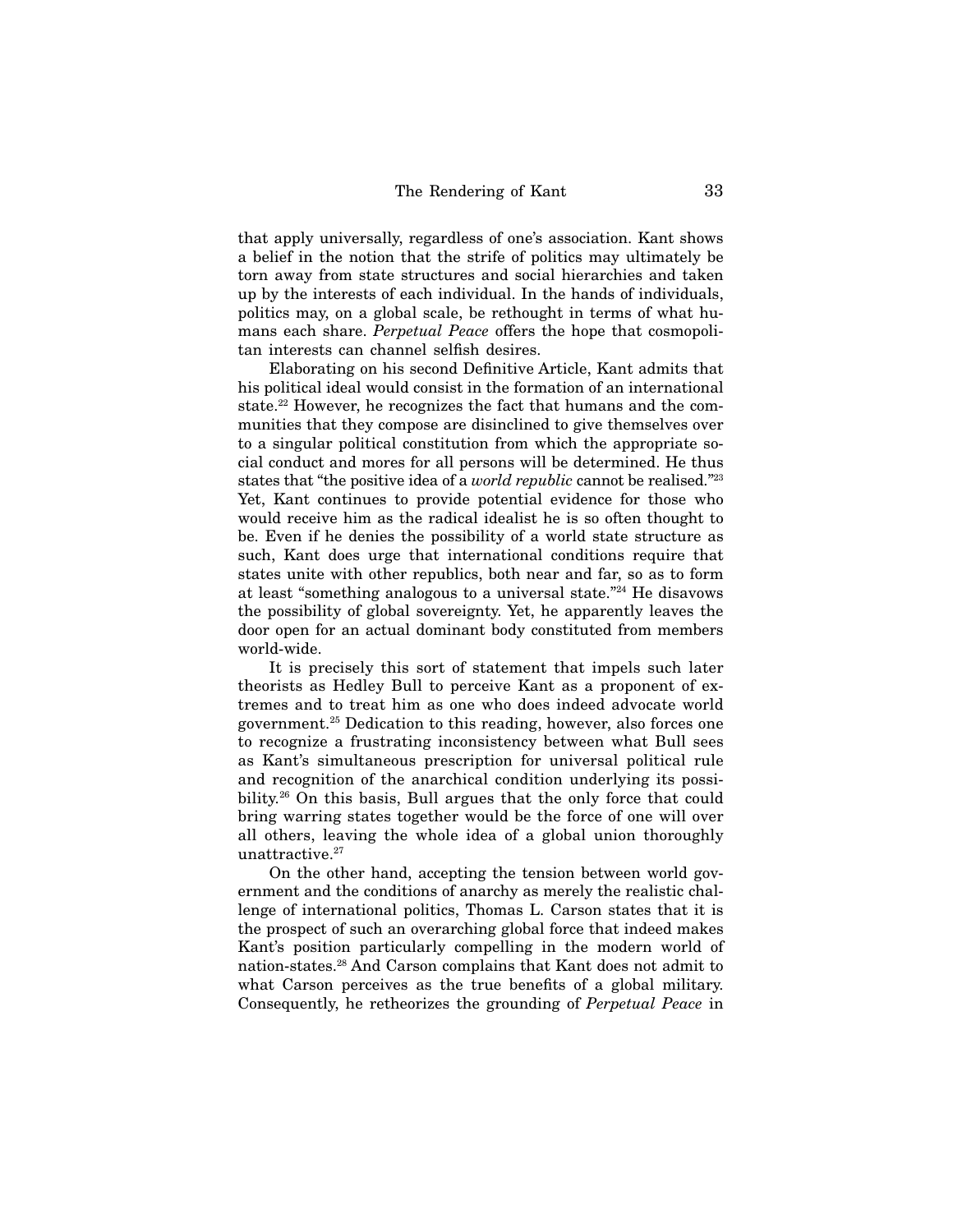that apply universally, regardless of one's association. Kant shows a belief in the notion that the strife of politics may ultimately be torn away from state structures and social hierarchies and taken up by the interests of each individual. In the hands of individuals, politics may, on a global scale, be rethought in terms of what humans each share. *Perpetual Peace* offers the hope that cosmopolitan interests can channel selfish desires.

Elaborating on his second Definitive Article, Kant admits that his political ideal would consist in the formation of an international state.[22] However, he recognizes the fact that humans and the communities that they compose are disinclined to give themselves over to a singular political constitution from which the appropriate social conduct and mores for all persons will be determined. He thus states that "the positive idea of a *world republic* cannot be realised."[23] Yet, Kant continues to provide potential evidence for those who would receive him as the radical idealist he is so often thought to be. Even if he denies the possibility of a world state structure as such, Kant does urge that international conditions require that states unite with other republics, both near and far, so as to form at least "something analogous to a universal state."[24] He disavows the possibility of global sovereignty. Yet, he apparently leaves the door open for an actual dominant body constituted from members world-wide.

It is precisely this sort of statement that impels such later theorists as Hedley Bull to perceive Kant as a proponent of extremes and to treat him as one who does indeed advocate world government.[25] Dedication to this reading, however, also forces one to recognize a frustrating inconsistency between what Bull sees as Kant's simultaneous prescription for universal political rule and recognition of the anarchical condition underlying its possibility.[26] On this basis, Bull argues that the only force that could bring warring states together would be the force of one will over all others, leaving the whole idea of a global union thoroughly unattractive.[27]

On the other hand, accepting the tension between world government and the conditions of anarchy as merely the realistic challenge of international politics, Thomas L. Carson states that it is the prospect of such an overarching global force that indeed makes Kant's position particularly compelling in the modern world of nation-states.[28] And Carson complains that Kant does not admit to what Carson perceives as the true benefits of a global military. Consequently, he retheorizes the grounding of *Perpetual Peace* in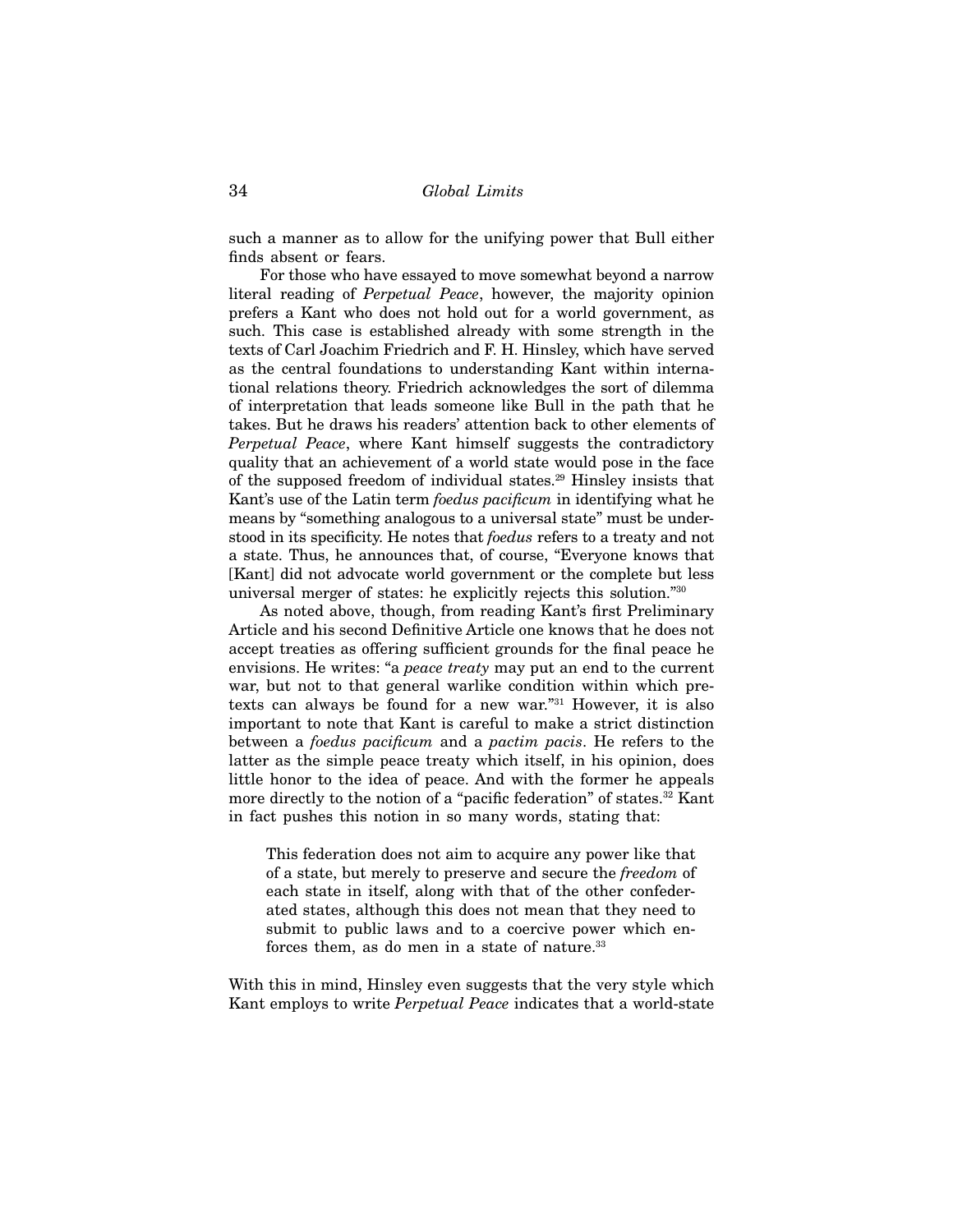such a manner as to allow for the unifying power that Bull either finds absent or fears.

For those who have essayed to move somewhat beyond a narrow literal reading of *Perpetual Peace*, however, the majority opinion prefers a Kant who does not hold out for a world government, as such. This case is established already with some strength in the texts of Carl Joachim Friedrich and F. H. Hinsley, which have served as the central foundations to understanding Kant within international relations theory. Friedrich acknowledges the sort of dilemma of interpretation that leads someone like Bull in the path that he takes. But he draws his readers' attention back to other elements of *Perpetual Peace*, where Kant himself suggests the contradictory quality that an achievement of a world state would pose in the face of the supposed freedom of individual states.[29] Hinsley insists that Kant's use of the Latin term *foedus pacificum* in identifying what he means by "something analogous to a universal state" must be understood in its specificity. He notes that *foedus* refers to a treaty and not a state. Thus, he announces that, of course, "Everyone knows that [Kant] did not advocate world government or the complete but less universal merger of states: he explicitly rejects this solution."[30]

As noted above, though, from reading Kant's first Preliminary Article and his second Definitive Article one knows that he does not accept treaties as offering sufficient grounds for the final peace he envisions. He writes: "a *peace treaty* may put an end to the current war, but not to that general warlike condition within which pretexts can always be found for a new war."[31] However, it is also important to note that Kant is careful to make a strict distinction between a *foedus pacificum* and a *pactim pacis*. He refers to the latter as the simple peace treaty which itself, in his opinion, does little honor to the idea of peace. And with the former he appeals more directly to the notion of a "pacific federation" of states.[32] Kant in fact pushes this notion in so many words, stating that:

> This federation does not aim to acquire any power like that of a state, but merely to preserve and secure the *freedom* of each state in itself, along with that of the other confederated states, although this does not mean that they need to submit to public laws and to a coercive power which enforces them, as do men in a state of nature.[33]

With this in mind, Hinsley even suggests that the very style which Kant employs to write *Perpetual Peace* indicates that a world-state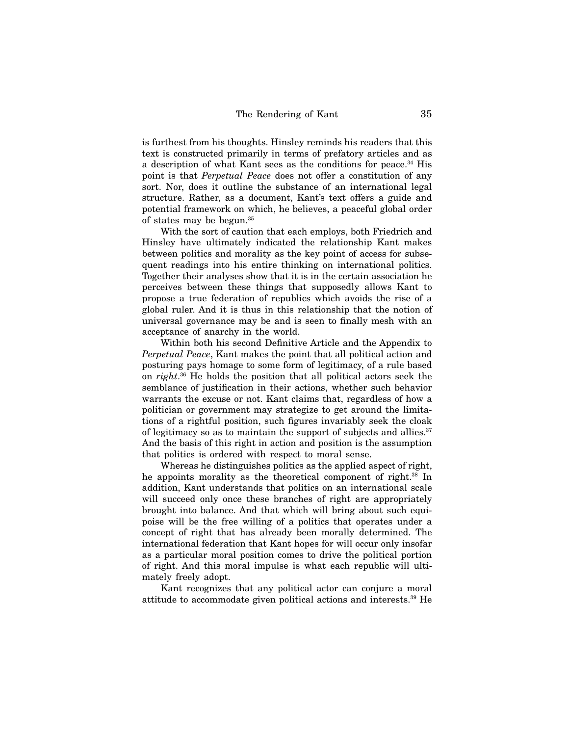is furthest from his thoughts. Hinsley reminds his readers that this text is constructed primarily in terms of prefatory articles and as a description of what Kant sees as the conditions for peace.[34] His point is that *Perpetual Peace* does not offer a constitution of any sort. Nor, does it outline the substance of an international legal structure. Rather, as a document, Kant's text offers a guide and potential framework on which, he believes, a peaceful global order of states may be begun.[35]

With the sort of caution that each employs, both Friedrich and Hinsley have ultimately indicated the relationship Kant makes between politics and morality as the key point of access for subsequent readings into his entire thinking on international politics. Together their analyses show that it is in the certain association he perceives between these things that supposedly allows Kant to propose a true federation of republics which avoids the rise of a global ruler. And it is thus in this relationship that the notion of universal governance may be and is seen to finally mesh with an acceptance of anarchy in the world.

Within both his second Definitive Article and the Appendix to *Perpetual Peace*, Kant makes the point that all political action and posturing pays homage to some form of legitimacy, of a rule based on *right*.[36] He holds the position that all political actors seek the semblance of justification in their actions, whether such behavior warrants the excuse or not. Kant claims that, regardless of how a politician or government may strategize to get around the limitations of a rightful position, such figures invariably seek the cloak of legitimacy so as to maintain the support of subjects and allies.[37] And the basis of this right in action and position is the assumption that politics is ordered with respect to moral sense.

Whereas he distinguishes politics as the applied aspect of right, he appoints morality as the theoretical component of right.[38] In addition, Kant understands that politics on an international scale will succeed only once these branches of right are appropriately brought into balance. And that which will bring about such equipoise will be the free willing of a politics that operates under a concept of right that has already been morally determined. The international federation that Kant hopes for will occur only insofar as a particular moral position comes to drive the political portion of right. And this moral impulse is what each republic will ultimately freely adopt.

Kant recognizes that any political actor can conjure a moral attitude to accommodate given political actions and interests.[39] He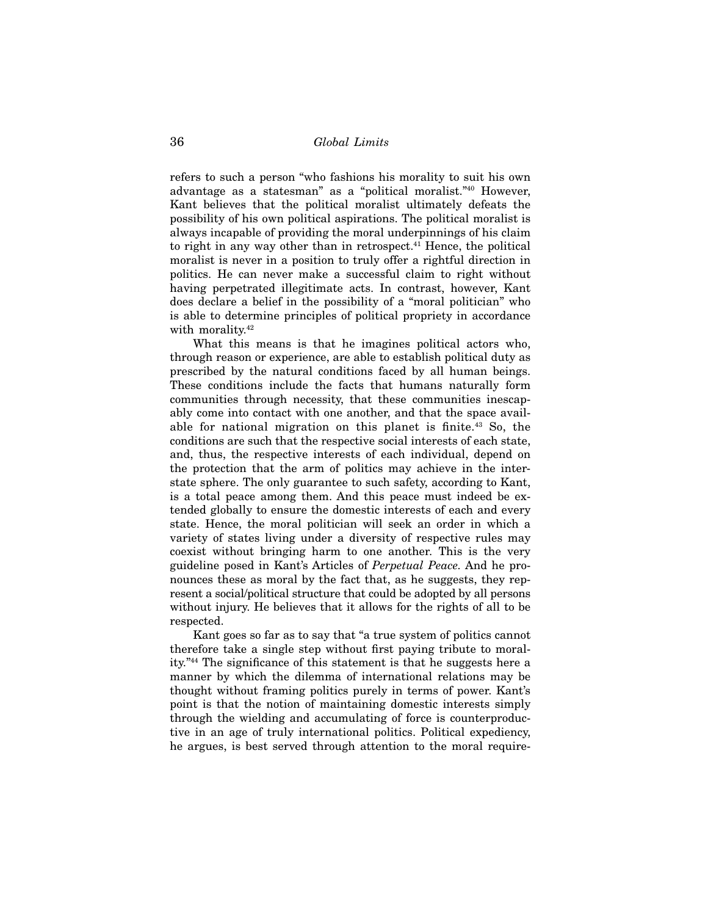refers to such a person "who fashions his morality to suit his own advantage as a statesman" as a "political moralist."[40] However, Kant believes that the political moralist ultimately defeats the possibility of his own political aspirations. The political moralist is always incapable of providing the moral underpinnings of his claim to right in any way other than in retrospect.[41] Hence, the political moralist is never in a position to truly offer a rightful direction in politics. He can never make a successful claim to right without having perpetrated illegitimate acts. In contrast, however, Kant does declare a belief in the possibility of a "moral politician" who is able to determine principles of political propriety in accordance with morality.[42]

What this means is that he imagines political actors who, through reason or experience, are able to establish political duty as prescribed by the natural conditions faced by all human beings. These conditions include the facts that humans naturally form communities through necessity, that these communities inescapably come into contact with one another, and that the space available for national migration on this planet is finite.[43] So, the conditions are such that the respective social interests of each state, and, thus, the respective interests of each individual, depend on the protection that the arm of politics may achieve in the interstate sphere. The only guarantee to such safety, according to Kant, is a total peace among them. And this peace must indeed be extended globally to ensure the domestic interests of each and every state. Hence, the moral politician will seek an order in which a variety of states living under a diversity of respective rules may coexist without bringing harm to one another. This is the very guideline posed in Kant's Articles of *Perpetual Peace.* And he pronounces these as moral by the fact that, as he suggests, they represent a social/political structure that could be adopted by all persons without injury. He believes that it allows for the rights of all to be respected.

Kant goes so far as to say that "a true system of politics cannot therefore take a single step without first paying tribute to morality."[44] The significance of this statement is that he suggests here a manner by which the dilemma of international relations may be thought without framing politics purely in terms of power. Kant's point is that the notion of maintaining domestic interests simply through the wielding and accumulating of force is counterproductive in an age of truly international politics. Political expediency, he argues, is best served through attention to the moral require-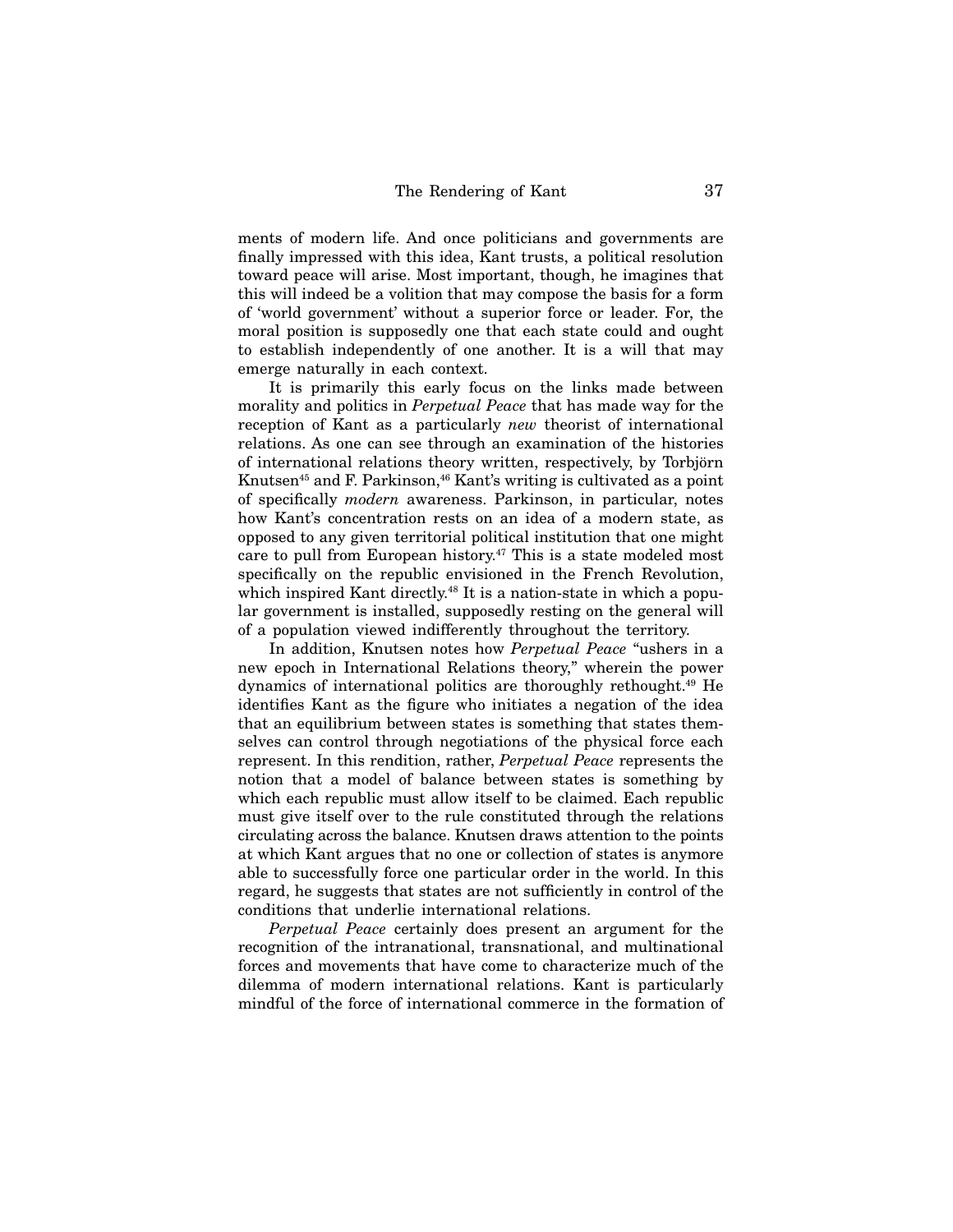ments of modern life. And once politicians and governments are finally impressed with this idea, Kant trusts, a political resolution toward peace will arise. Most important, though, he imagines that this will indeed be a volition that may compose the basis for a form of 'world government' without a superior force or leader. For, the moral position is supposedly one that each state could and ought to establish independently of one another. It is a will that may emerge naturally in each context.

It is primarily this early focus on the links made between morality and politics in *Perpetual Peace* that has made way for the reception of Kant as a particularly *new* theorist of international relations. As one can see through an examination of the histories of international relations theory written, respectively, by Torbjörn Knutsen[45] and F. Parkinson,[46] Kant's writing is cultivated as a point of specifically *modern* awareness. Parkinson, in particular, notes how Kant's concentration rests on an idea of a modern state, as opposed to any given territorial political institution that one might care to pull from European history.[47] This is a state modeled most specifically on the republic envisioned in the French Revolution, which inspired Kant directly.[48] It is a nation-state in which a popular government is installed, supposedly resting on the general will of a population viewed indifferently throughout the territory.

In addition, Knutsen notes how *Perpetual Peace* "ushers in a new epoch in International Relations theory," wherein the power dynamics of international politics are thoroughly rethought.[49] He identifies Kant as the figure who initiates a negation of the idea that an equilibrium between states is something that states themselves can control through negotiations of the physical force each represent. In this rendition, rather, *Perpetual Peace* represents the notion that a model of balance between states is something by which each republic must allow itself to be claimed. Each republic must give itself over to the rule constituted through the relations circulating across the balance. Knutsen draws attention to the points at which Kant argues that no one or collection of states is anymore able to successfully force one particular order in the world. In this regard, he suggests that states are not sufficiently in control of the conditions that underlie international relations.

*Perpetual Peace* certainly does present an argument for the recognition of the intranational, transnational, and multinational forces and movements that have come to characterize much of the dilemma of modern international relations. Kant is particularly mindful of the force of international commerce in the formation of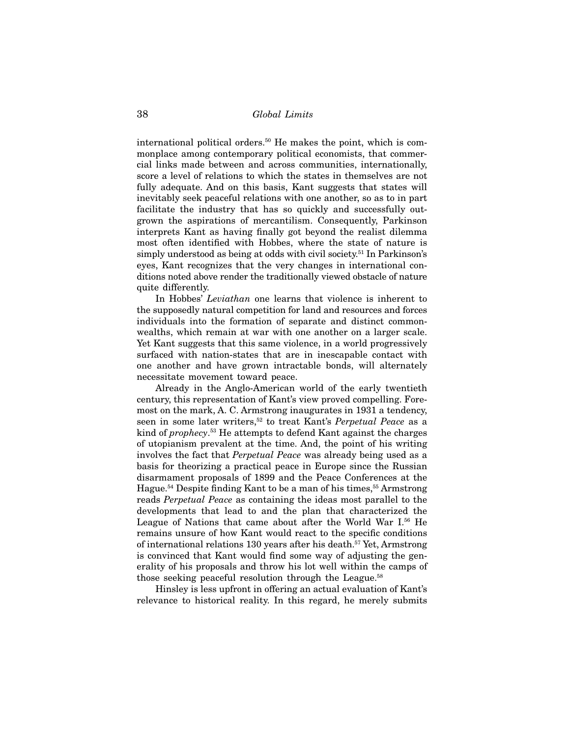international political orders.[50] He makes the point, which is commonplace among contemporary political economists, that commercial links made between and across communities, internationally, score a level of relations to which the states in themselves are not fully adequate. And on this basis, Kant suggests that states will inevitably seek peaceful relations with one another, so as to in part facilitate the industry that has so quickly and successfully outgrown the aspirations of mercantilism. Consequently, Parkinson interprets Kant as having finally got beyond the realist dilemma most often identified with Hobbes, where the state of nature is simply understood as being at odds with civil society.[51] In Parkinson's eyes, Kant recognizes that the very changes in international conditions noted above render the traditionally viewed obstacle of nature quite differently.

In Hobbes' *Leviathan* one learns that violence is inherent to the supposedly natural competition for land and resources and forces individuals into the formation of separate and distinct commonwealths, which remain at war with one another on a larger scale. Yet Kant suggests that this same violence, in a world progressively surfaced with nation-states that are in inescapable contact with one another and have grown intractable bonds, will alternately necessitate movement toward peace.

Already in the Anglo-American world of the early twentieth century, this representation of Kant's view proved compelling. Foremost on the mark, A. C. Armstrong inaugurates in 1931 a tendency, seen in some later writers,[52] to treat Kant's *Perpetual Peace* as a kind of *prophecy*.[53] He attempts to defend Kant against the charges of utopianism prevalent at the time. And, the point of his writing involves the fact that *Perpetual Peace* was already being used as a basis for theorizing a practical peace in Europe since the Russian disarmament proposals of 1899 and the Peace Conferences at the Hague.[54] Despite finding Kant to be a man of his times,[55] Armstrong reads *Perpetual Peace* as containing the ideas most parallel to the developments that lead to and the plan that characterized the League of Nations that came about after the World War I.[56] He remains unsure of how Kant would react to the specific conditions of international relations 130 years after his death.[57] Yet, Armstrong is convinced that Kant would find some way of adjusting the generality of his proposals and throw his lot well within the camps of those seeking peaceful resolution through the League.[58]

Hinsley is less upfront in offering an actual evaluation of Kant's relevance to historical reality. In this regard, he merely submits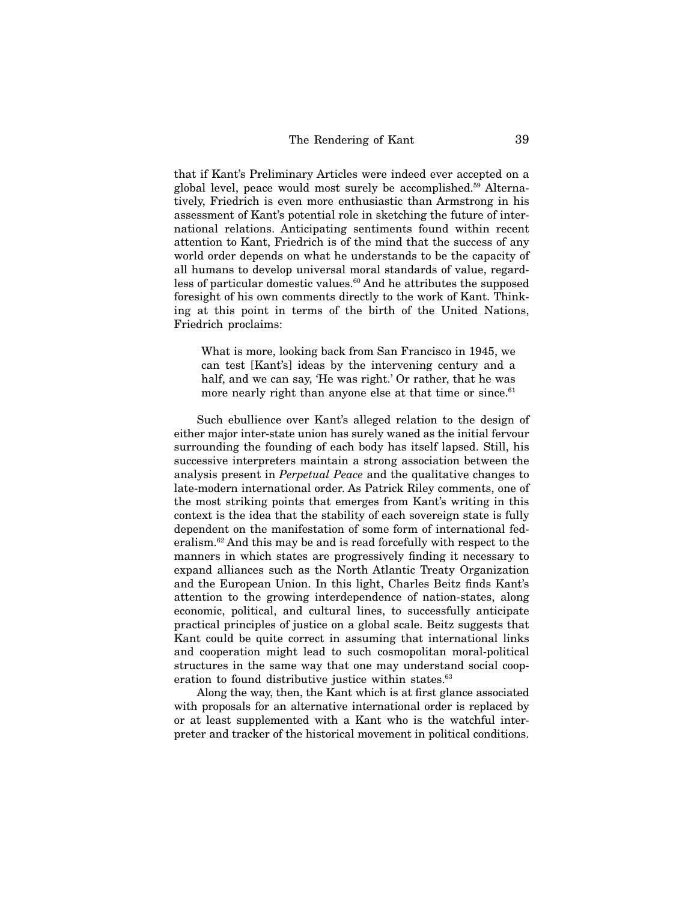that if Kant's Preliminary Articles were indeed ever accepted on a global level, peace would most surely be accomplished.[59] Alternatively, Friedrich is even more enthusiastic than Armstrong in his assessment of Kant's potential role in sketching the future of international relations. Anticipating sentiments found within recent attention to Kant, Friedrich is of the mind that the success of any world order depends on what he understands to be the capacity of all humans to develop universal moral standards of value, regardless of particular domestic values.[60] And he attributes the supposed foresight of his own comments directly to the work of Kant. Thinking at this point in terms of the birth of the United Nations, Friedrich proclaims:

> What is more, looking back from San Francisco in 1945, we can test [Kant's] ideas by the intervening century and a half, and we can say, 'He was right.' Or rather, that he was more nearly right than anyone else at that time or since.[61]

Such ebullience over Kant's alleged relation to the design of either major inter-state union has surely waned as the initial fervour surrounding the founding of each body has itself lapsed. Still, his successive interpreters maintain a strong association between the analysis present in *Perpetual Peace* and the qualitative changes to late-modern international order. As Patrick Riley comments, one of the most striking points that emerges from Kant's writing in this context is the idea that the stability of each sovereign state is fully dependent on the manifestation of some form of international federalism.[62] And this may be and is read forcefully with respect to the manners in which states are progressively finding it necessary to expand alliances such as the North Atlantic Treaty Organization and the European Union. In this light, Charles Beitz finds Kant's attention to the growing interdependence of nation-states, along economic, political, and cultural lines, to successfully anticipate practical principles of justice on a global scale. Beitz suggests that Kant could be quite correct in assuming that international links and cooperation might lead to such cosmopolitan moral-political structures in the same way that one may understand social cooperation to found distributive justice within states.[63]

Along the way, then, the Kant which is at first glance associated with proposals for an alternative international order is replaced by or at least supplemented with a Kant who is the watchful interpreter and tracker of the historical movement in political conditions.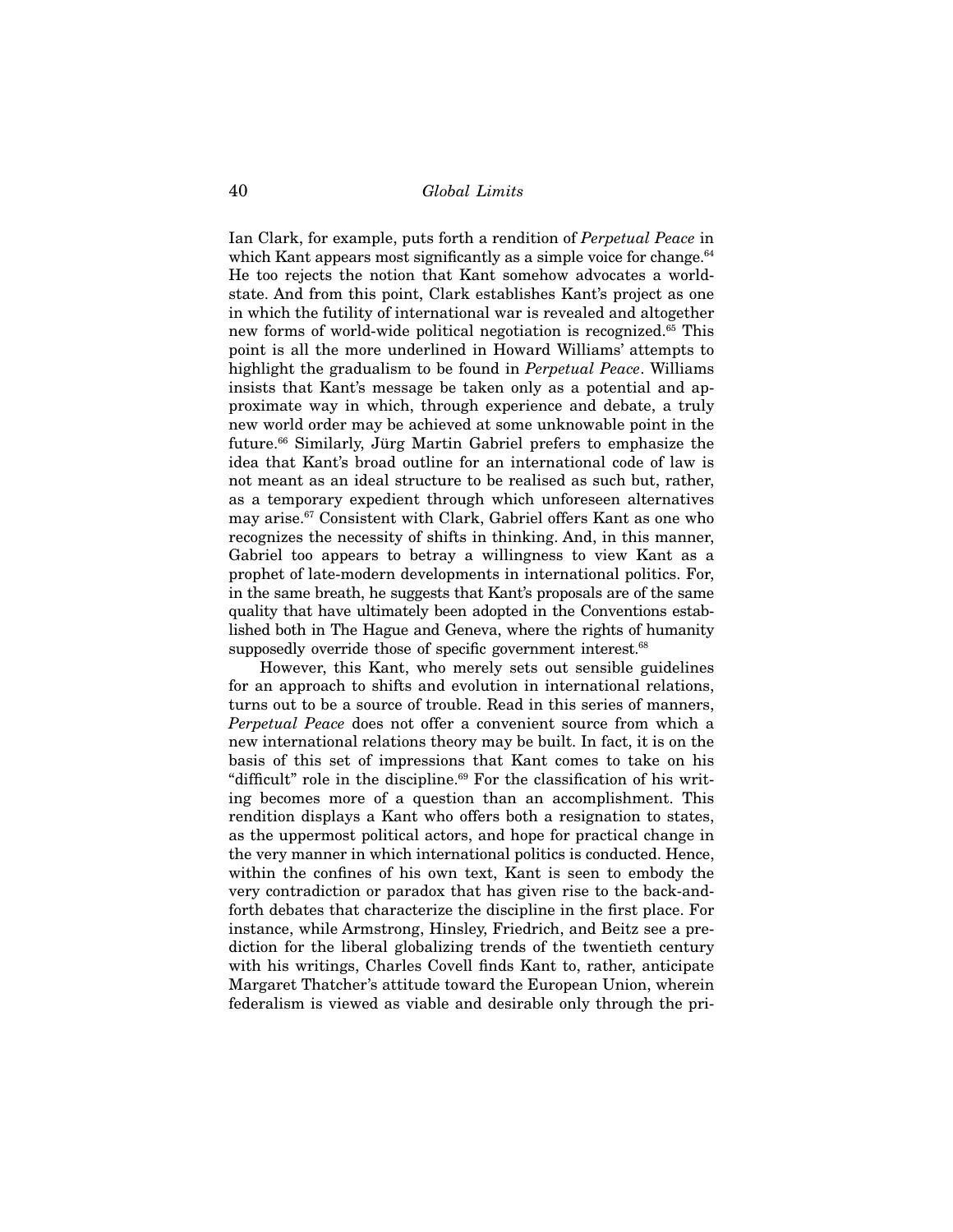Ian Clark, for example, puts forth a rendition of *Perpetual Peace* in which Kant appears most significantly as a simple voice for change.[64] He too rejects the notion that Kant somehow advocates a world-state. And from this point, Clark establishes Kant's project as one in which the futility of international war is revealed and altogether new forms of world-wide political negotiation is recognized.[65] This point is all the more underlined in Howard Williams' attempts to highlight the gradualism to be found in *Perpetual Peace*. Williams insists that Kant's message be taken only as a potential and approximate way in which, through experience and debate, a truly new world order may be achieved at some unknowable point in the future.[66] Similarly, Jürg Martin Gabriel prefers to emphasize the idea that Kant's broad outline for an international code of law is not meant as an ideal structure to be realised as such but, rather, as a temporary expedient through which unforeseen alternatives may arise.[67] Consistent with Clark, Gabriel offers Kant as one who recognizes the necessity of shifts in thinking. And, in this manner, Gabriel too appears to betray a willingness to view Kant as a prophet of late-modern developments in international politics. For, in the same breath, he suggests that Kant's proposals are of the same quality that have ultimately been adopted in the Conventions established both in The Hague and Geneva, where the rights of humanity supposedly override those of specific government interest.[68]

However, this Kant, who merely sets out sensible guidelines for an approach to shifts and evolution in international relations, turns out to be a source of trouble. Read in this series of manners, *Perpetual Peace* does not offer a convenient source from which a new international relations theory may be built. In fact, it is on the basis of this set of impressions that Kant comes to take on his "difficult" role in the discipline.[69] For the classification of his writing becomes more of a question than an accomplishment. This rendition displays a Kant who offers both a resignation to states, as the uppermost political actors, and hope for practical change in the very manner in which international politics is conducted. Hence, within the confines of his own text, Kant is seen to embody the very contradiction or paradox that has given rise to the back-and-forth debates that characterize the discipline in the first place. For instance, while Armstrong, Hinsley, Friedrich, and Beitz see a prediction for the liberal globalizing trends of the twentieth century with his writings, Charles Covell finds Kant to, rather, anticipate Margaret Thatcher's attitude toward the European Union, wherein federalism is viewed as viable and desirable only through the pri-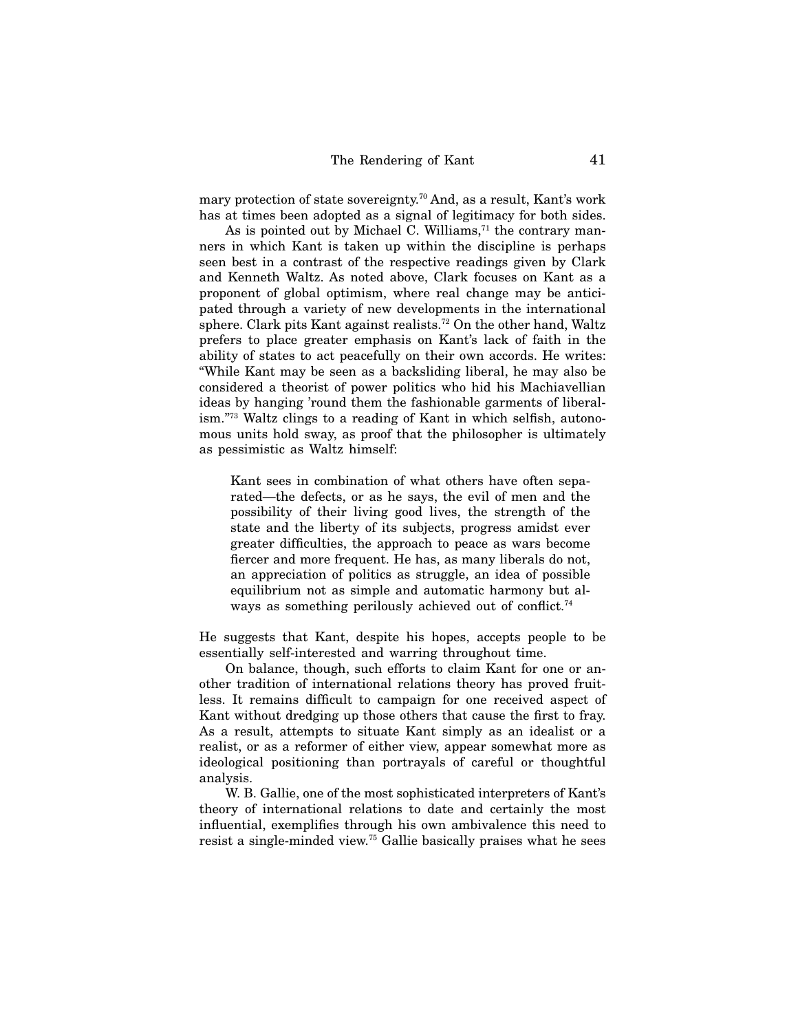mary protection of state sovereignty.[70] And, as a result, Kant's work has at times been adopted as a signal of legitimacy for both sides.

As is pointed out by Michael C. Williams,[71] the contrary manners in which Kant is taken up within the discipline is perhaps seen best in a contrast of the respective readings given by Clark and Kenneth Waltz. As noted above, Clark focuses on Kant as a proponent of global optimism, where real change may be anticipated through a variety of new developments in the international sphere. Clark pits Kant against realists.[72] On the other hand, Waltz prefers to place greater emphasis on Kant's lack of faith in the ability of states to act peacefully on their own accords. He writes: "While Kant may be seen as a backsliding liberal, he may also be considered a theorist of power politics who hid his Machiavellian ideas by hanging 'round them the fashionable garments of liberalism."[73] Waltz clings to a reading of Kant in which selfish, autonomous units hold sway, as proof that the philosopher is ultimately as pessimistic as Waltz himself:

> Kant sees in combination of what others have often separated—the defects, or as he says, the evil of men and the possibility of their living good lives, the strength of the state and the liberty of its subjects, progress amidst ever greater difficulties, the approach to peace as wars become fiercer and more frequent. He has, as many liberals do not, an appreciation of politics as struggle, an idea of possible equilibrium not as simple and automatic harmony but always as something perilously achieved out of conflict.[74]

He suggests that Kant, despite his hopes, accepts people to be essentially self-interested and warring throughout time.

On balance, though, such efforts to claim Kant for one or another tradition of international relations theory has proved fruitless. It remains difficult to campaign for one received aspect of Kant without dredging up those others that cause the first to fray. As a result, attempts to situate Kant simply as an idealist or a realist, or as a reformer of either view, appear somewhat more as ideological positioning than portrayals of careful or thoughtful analysis.

W. B. Gallie, one of the most sophisticated interpreters of Kant's theory of international relations to date and certainly the most influential, exemplifies through his own ambivalence this need to resist a single-minded view.[75] Gallie basically praises what he sees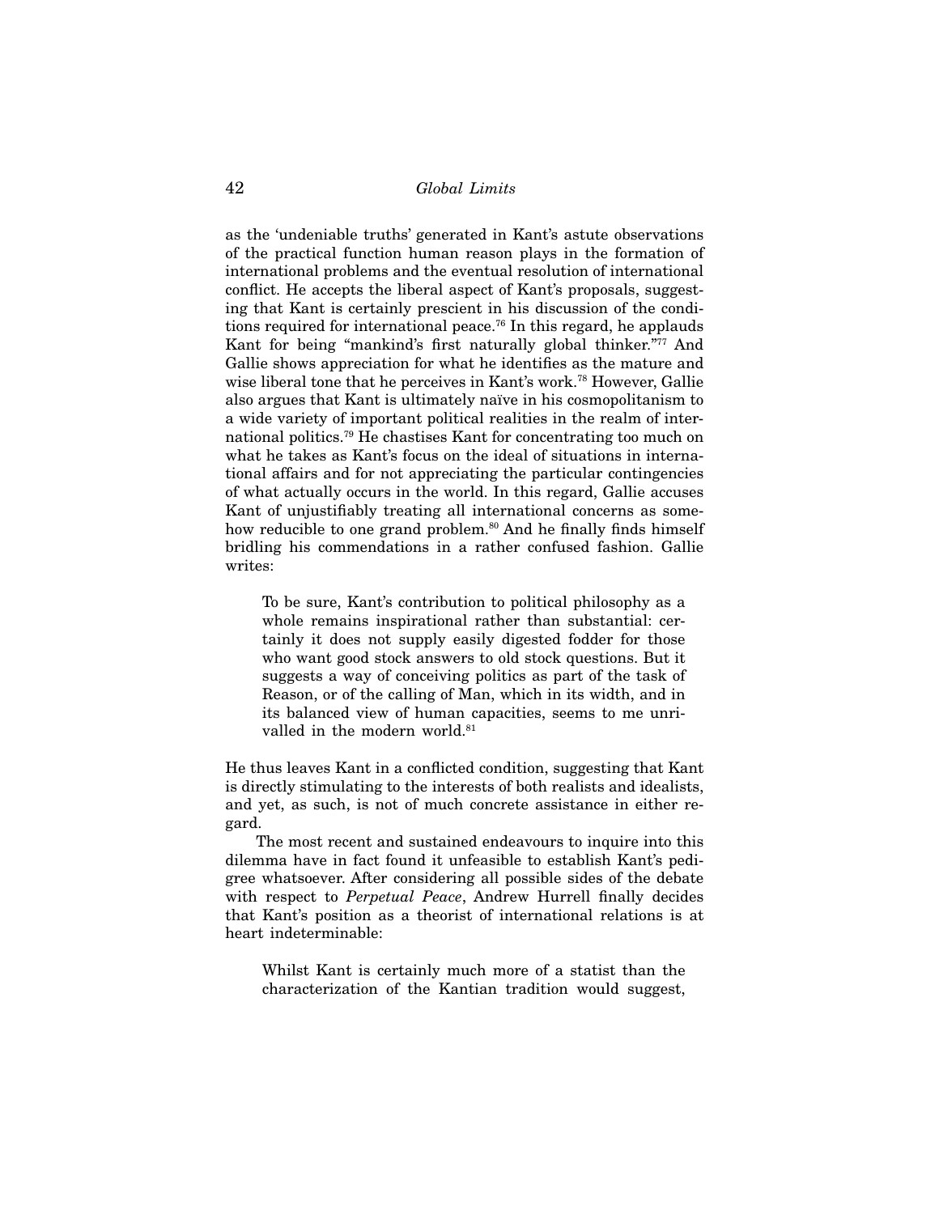as the 'undeniable truths' generated in Kant's astute observations of the practical function human reason plays in the formation of international problems and the eventual resolution of international conflict. He accepts the liberal aspect of Kant's proposals, suggesting that Kant is certainly prescient in his discussion of the conditions required for international peace.[76] In this regard, he applauds Kant for being "mankind's first naturally global thinker."[77] And Gallie shows appreciation for what he identifies as the mature and wise liberal tone that he perceives in Kant's work.[78] However, Gallie also argues that Kant is ultimately naïve in his cosmopolitanism to a wide variety of important political realities in the realm of international politics.[79] He chastises Kant for concentrating too much on what he takes as Kant's focus on the ideal of situations in international affairs and for not appreciating the particular contingencies of what actually occurs in the world. In this regard, Gallie accuses Kant of unjustifiably treating all international concerns as somehow reducible to one grand problem.[80] And he finally finds himself bridling his commendations in a rather confused fashion. Gallie writes:

> To be sure, Kant's contribution to political philosophy as a whole remains inspirational rather than substantial: certainly it does not supply easily digested fodder for those who want good stock answers to old stock questions. But it suggests a way of conceiving politics as part of the task of Reason, or of the calling of Man, which in its width, and in its balanced view of human capacities, seems to me unrivalled in the modern world.[81]

He thus leaves Kant in a conflicted condition, suggesting that Kant is directly stimulating to the interests of both realists and idealists, and yet, as such, is not of much concrete assistance in either regard.

The most recent and sustained endeavours to inquire into this dilemma have in fact found it unfeasible to establish Kant's pedigree whatsoever. After considering all possible sides of the debate with respect to *Perpetual Peace*, Andrew Hurrell finally decides that Kant's position as a theorist of international relations is at heart indeterminable:

> Whilst Kant is certainly much more of a statist than the characterization of the Kantian tradition would suggest,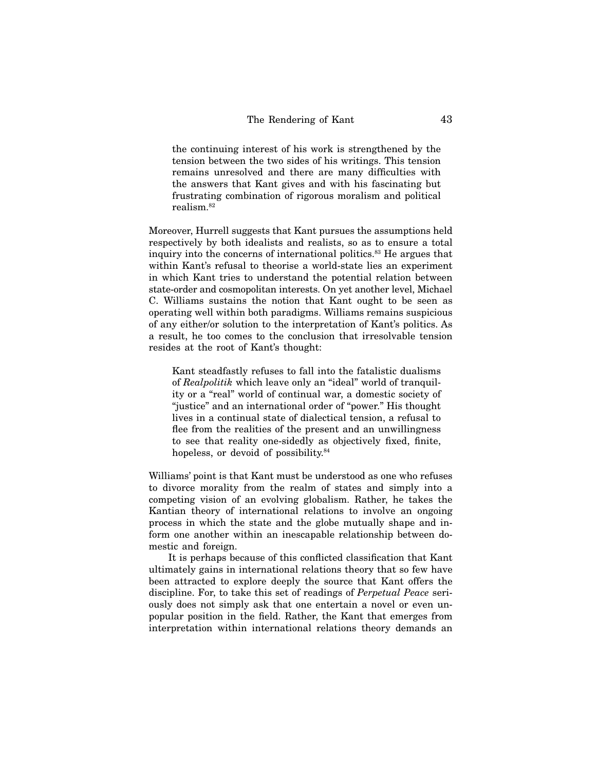> the continuing interest of his work is strengthened by the tension between the two sides of his writings. This tension remains unresolved and there are many difficulties with the answers that Kant gives and with his fascinating but frustrating combination of rigorous moralism and political realism.[82]

Moreover, Hurrell suggests that Kant pursues the assumptions held respectively by both idealists and realists, so as to ensure a total inquiry into the concerns of international politics.[83] He argues that within Kant's refusal to theorise a world-state lies an experiment in which Kant tries to understand the potential relation between state-order and cosmopolitan interests. On yet another level, Michael C. Williams sustains the notion that Kant ought to be seen as operating well within both paradigms. Williams remains suspicious of any either/or solution to the interpretation of Kant's politics. As a result, he too comes to the conclusion that irresolvable tension resides at the root of Kant's thought:

> Kant steadfastly refuses to fall into the fatalistic dualisms of *Realpolitik* which leave only an "ideal" world of tranquility or a "real" world of continual war, a domestic society of "justice" and an international order of "power." His thought lives in a continual state of dialectical tension, a refusal to flee from the realities of the present and an unwillingness to see that reality one-sidedly as objectively fixed, finite, hopeless, or devoid of possibility.[84]

Williams' point is that Kant must be understood as one who refuses to divorce morality from the realm of states and simply into a competing vision of an evolving globalism. Rather, he takes the Kantian theory of international relations to involve an ongoing process in which the state and the globe mutually shape and inform one another within an inescapable relationship between domestic and foreign.

It is perhaps because of this conflicted classification that Kant ultimately gains in international relations theory that so few have been attracted to explore deeply the source that Kant offers the discipline. For, to take this set of readings of *Perpetual Peace* seriously does not simply ask that one entertain a novel or even unpopular position in the field. Rather, the Kant that emerges from interpretation within international relations theory demands an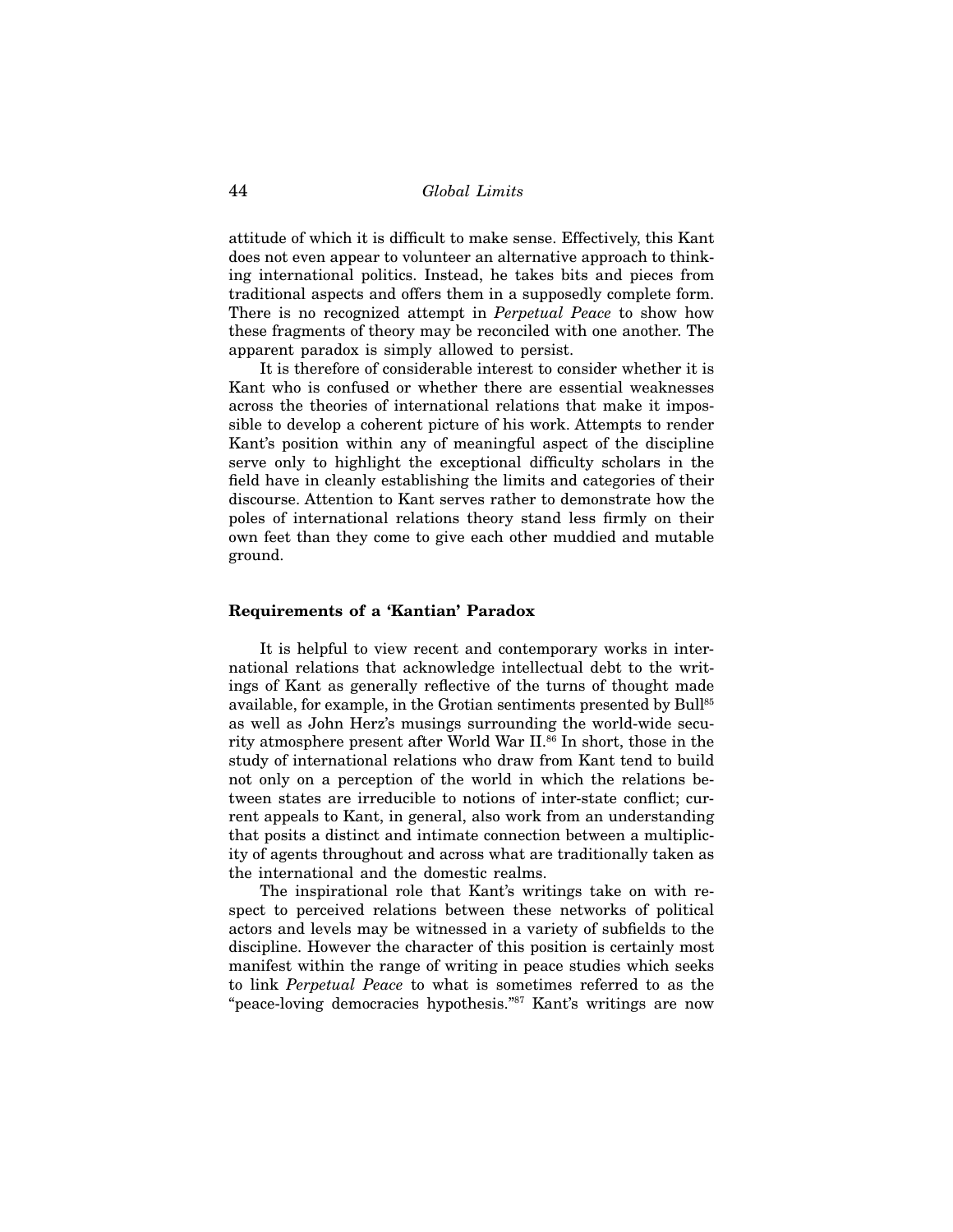attitude of which it is difficult to make sense. Effectively, this Kant does not even appear to volunteer an alternative approach to thinking international politics. Instead, he takes bits and pieces from traditional aspects and offers them in a supposedly complete form. There is no recognized attempt in *Perpetual Peace* to show how these fragments of theory may be reconciled with one another. The apparent paradox is simply allowed to persist.

It is therefore of considerable interest to consider whether it is Kant who is confused or whether there are essential weaknesses across the theories of international relations that make it impossible to develop a coherent picture of his work. Attempts to render Kant's position within any of meaningful aspect of the discipline serve only to highlight the exceptional difficulty scholars in the field have in cleanly establishing the limits and categories of their discourse. Attention to Kant serves rather to demonstrate how the poles of international relations theory stand less firmly on their own feet than they come to give each other muddied and mutable ground.

### Requirements of a 'Kantian' Paradox

It is helpful to view recent and contemporary works in international relations that acknowledge intellectual debt to the writings of Kant as generally reflective of the turns of thought made available, for example, in the Grotian sentiments presented by Bull[85] as well as John Herz's musings surrounding the world-wide security atmosphere present after World War II.[86] In short, those in the study of international relations who draw from Kant tend to build not only on a perception of the world in which the relations between states are irreducible to notions of inter-state conflict; current appeals to Kant, in general, also work from an understanding that posits a distinct and intimate connection between a multiplicity of agents throughout and across what are traditionally taken as the international and the domestic realms.

The inspirational role that Kant's writings take on with respect to perceived relations between these networks of political actors and levels may be witnessed in a variety of subfields to the discipline. However the character of this position is certainly most manifest within the range of writing in peace studies which seeks to link *Perpetual Peace* to what is sometimes referred to as the "peace-loving democracies hypothesis."[87] Kant's writings are now